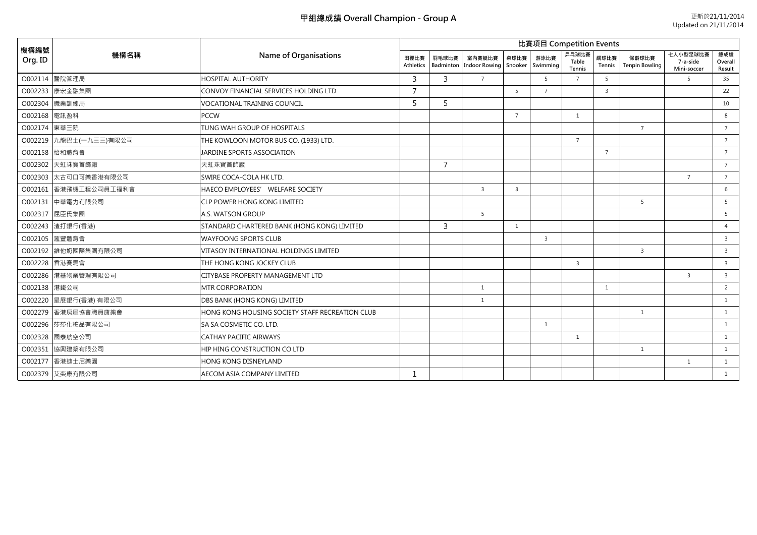# 甲組總成績 Overall Champion - Group A

更新於21/11/2014
Updated on 21/11/2014

| 機構編號 Org. ID | 機構名稱 | Name of Organisations | 比賽項目 Competition Events | | | | | | | | | |
|---|---|---|---|---|---|---|---|---|---|---|---|---|
| | | | 田徑比賽 Athletics | 羽毛球比賽 Badminton | 室內賽艇比賽 Indoor Rowing | 桌球比賽 Snooker | 游泳比賽 Swimming | 乒乓球比賽 Table Tennis | 網球比賽 Tennis | 保齡球比賽 Tenpin Bowling | 七人小型足球比賽 7-a-side Mini-soccer | 總成績 Overall Result |
| O002114 | 醫院管理局 | HOSPITAL AUTHORITY | 3 | 3 | 7 | | 5 | 7 | 5 | | 5 | 35 |
| O002233 | 康宏金融集團 | CONVOY FINANCIAL SERVICES HOLDING LTD | 7 | | | 5 | 7 | | 3 | | | 22 |
| O002304 | 職業訓練局 | VOCATIONAL TRAINING COUNCIL | 5 | 5 | | | | | | | | 10 |
| O002168 | 電訊盈科 | PCCW | | | | 7 | | 1 | | | | 8 |
| O002174 | 東華三院 | TUNG WAH GROUP OF HOSPITALS | | | | | | | | 7 | | 7 |
| O002219 | 九龍巴士(一九三三)有限公司 | THE KOWLOON MOTOR BUS CO. (1933) LTD. | | | | | | 7 | | | | 7 |
| O002158 | 怡和體育會 | JARDINE SPORTS ASSOCIATION | | | | | | | 7 | | | 7 |
| O002302 | 天虹珠寶首飾廠 | 天虹珠寶首飾廠 | | 7 | | | | | | | | 7 |
| O002303 | 太古可口可樂香港有限公司 | SWIRE COCA-COLA HK LTD. | | | | | | | | | 7 | 7 |
| O002161 | 香港飛機工程公司員工福利會 | HAECO EMPLOYEES' WELFARE SOCIETY | | | 3 | 3 | | | | | | 6 |
| O002131 | 中華電力有限公司 | CLP POWER HONG KONG LIMITED | | | | | | | | 5 | | 5 |
| O002317 | 屈臣氏集團 | A.S. WATSON GROUP | | | 5 | | | | | | | 5 |
| O002243 | 渣打銀行(香港) | STANDARD CHARTERED BANK (HONG KONG) LIMITED | | 3 | | 1 | | | | | | 4 |
| O002105 | 滙豐體育會 | WAYFOONG SPORTS CLUB | | | | | 3 | | | | | 3 |
| O002192 | 維他奶國際集團有限公司 | VITASOY INTERNATIONAL HOLDINGS LIMITED | | | | | | | | 3 | | 3 |
| O002228 | 香港賽馬會 | THE HONG KONG JOCKEY CLUB | | | | | | 3 | | | | 3 |
| O002286 | 港基物業管理有限公司 | CITYBASE PROPERTY MANAGEMENT LTD | | | | | | | | | 3 | 3 |
| O002138 | 港鐵公司 | MTR CORPORATION | | | 1 | | | | 1 | | | 2 |
| O002220 | 星展銀行(香港) 有限公司 | DBS BANK (HONG KONG) LIMITED | | | 1 | | | | | | | 1 |
| O002279 | 香港房屋協會職員康樂會 | HONG KONG HOUSING SOCIETY STAFF RECREATION CLUB | | | | | | | | 1 | | 1 |
| O002296 | 莎莎化粧品有限公司 | SA SA COSMETIC CO. LTD. | | | | | 1 | | | | | 1 |
| O002328 | 國泰航空公司 | CATHAY PACIFIC AIRWAYS | | | | | | 1 | | | | 1 |
| O002351 | 協興建築有限公司 | HIP HING CONSTRUCTION CO LTD | | | | | | | | 1 | | 1 |
| O002177 | 香港迪士尼樂園 | HONG KONG DISNEYLAND | | | | | | | | | 1 | 1 |
| O002379 | 艾奕康有限公司 | AECOM ASIA COMPANY LIMITED | 1 | | | | | | | | | 1 |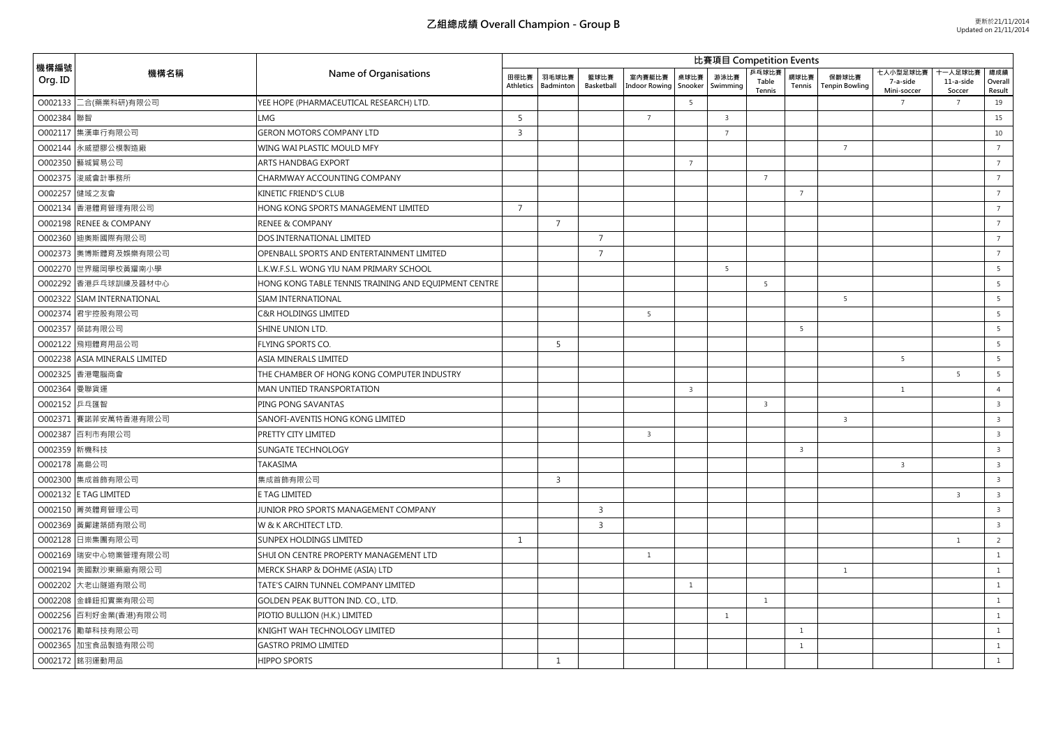# 乙組總成績 Overall Champion - Group B

更新於21/11/2014
Updated on 21/11/2014

| 機構編號 Org. ID | 機構名稱 | Name of Organisations | 比賽項目 Competition Events | | | | | | | | | | | |
|---|---|---|---|---|---|---|---|---|---|---|---|---|---|---|
| | | | 田徑比賽 Athletics | 羽毛球比賽 Badminton | 籃球比賽 Basketball | 室內賽艇比賽 Indoor Rowing | 桌球比賽 Snooker | 游泳比賽 Swimming | 乒乓球比賽 Table Tennis | 網球比賽 Tennis | 保齡球比賽 Tenpin Bowling | 七人小型足球比賽 7-a-side Mini-soccer | 十一人足球比賽 11-a-side Soccer | 總成績 Overall Result |
| O002133 | 二合(藥業科研)有限公司 | YEE HOPE (PHARMACEUTICAL RESEARCH) LTD. | | | | | 5 | | | | | 7 | 7 | 19 |
| O002384 | 聯智 | LMG | 5 | | | 7 | | 3 | | | | | | 15 |
| O002117 | 集溪車行有限公司 | GERON MOTORS COMPANY LTD | 3 | | | | | 7 | | | | | | 10 |
| O002144 | 永威塑膠公模製造廠 | WING WAI PLASTIC MOULD MFY | | | | | | | | | 7 | | | 7 |
| O002350 | 藝城貿易公司 | ARTS HANDBAG EXPORT | | | | | 7 | | | | | | | 7 |
| O002375 | 浚威會計事務所 | CHARMWAY ACCOUNTING COMPANY | | | | | | | 7 | | | | | 7 |
| O002257 | 健域之友會 | KINETIC FRIEND'S CLUB | | | | | | | | 7 | | | | 7 |
| O002134 | 香港體育管理有限公司 | HONG KONG SPORTS MANAGEMENT LIMITED | 7 | | | | | | | | | | | 7 |
| O002198 | RENEE & COMPANY | RENEE & COMPANY | | 7 | | | | | | | | | | 7 |
| O002360 | 廸奧斯國際有限公司 | DOS INTERNATIONAL LIMITED | | | 7 | | | | | | | | | 7 |
| O002373 | 奧博斯體育及娛樂有限公司 | OPENBALL SPORTS AND ENTERTAINMENT LIMITED | | | 7 | | | | | | | | | 7 |
| O002270 | 世界龍岡學校黃耀南小學 | L.K.W.F.S.L. WONG YIU NAM PRIMARY SCHOOL | | | | | | 5 | | | | | | 5 |
| O002292 | 香港乒乓球訓練及器材中心 | HONG KONG TABLE TENNIS TRAINING AND EQUIPMENT CENTRE | | | | | | | 5 | | | | | 5 |
| O002322 | SIAM INTERNATIONAL | SIAM INTERNATIONAL | | | | | | | | | 5 | | | 5 |
| O002374 | 君宇控股有限公司 | C&R HOLDINGS LIMITED | | | | 5 | | | | | | | | 5 |
| O002357 | 榮誌有限公司 | SHINE UNION LTD. | | | | | | | | 5 | | | | 5 |
| O002122 | 飛翔體育用品公司 | FLYING SPORTS CO. | | 5 | | | | | | | | | | 5 |
| O002238 | ASIA MINERALS LIMITED | ASIA MINERALS LIMITED | | | | | | | | | | 5 | | 5 |
| O002325 | 香港電腦商會 | THE CHAMBER OF HONG KONG COMPUTER INDUSTRY | | | | | | | | | | | 5 | 5 |
| O002364 | 雯聯貨運 | MAN UNTIED TRANSPORTATION | | | | | 3 | | | | | 1 | | 4 |
| O002152 | 乒乓匯智 | PING PONG SAVANTAS | | | | | | | 3 | | | | | 3 |
| O002371 | 賽諾菲安萬特香港有限公司 | SANOFI-AVENTIS HONG KONG LIMITED | | | | | | | | | 3 | | | 3 |
| O002387 | 百利市有限公司 | PRETTY CITY LIMITED | | | | 3 | | | | | | | | 3 |
| O002359 | 新機科技 | SUNGATE TECHNOLOGY | | | | | | | | 3 | | | | 3 |
| O002178 | 高島公司 | TAKASIMA | | | | | | | | | | 3 | | 3 |
| O002300 | 集成首飾有限公司 | 集成首飾有限公司 | | 3 | | | | | | | | | | 3 |
| O002132 | E TAG LIMITED | E TAG LIMITED | | | | | | | | | | | 3 | 3 |
| O002150 | 菁英體育管理公司 | JUNIOR PRO SPORTS MANAGEMENT COMPANY | | | 3 | | | | | | | | | 3 |
| O002369 | 黃鄺建築師有限公司 | W & K ARCHITECT LTD. | | | 3 | | | | | | | | | 3 |
| O002128 | 日崇集團有限公司 | SUNPEX HOLDINGS LIMITED | 1 | | | | | | | | | | 1 | 2 |
| O002169 | 瑞安中心物業管理有限公司 | SHUI ON CENTRE PROPERTY MANAGEMENT LTD | | | | 1 | | | | | | | | 1 |
| O002194 | 美國默沙東藥廠有限公司 | MERCK SHARP & DOHME (ASIA) LTD | | | | | | | | | 1 | | | 1 |
| O002202 | 大老山隧道有限公司 | TATE'S CAIRN TUNNEL COMPANY LIMITED | | | | | 1 | | | | | | | 1 |
| O002208 | 金峰鈕扣實業有限公司 | GOLDEN PEAK BUTTON IND. CO., LTD. | | | | | | | 1 | | | | | 1 |
| O002256 | 百利好金業(香港)有限公司 | PIOTIO BULLION (H.K.) LIMITED | | | | | | 1 | | | | | | 1 |
| O002176 | 勵華科技有限公司 | KNIGHT WAH TECHNOLOGY LIMITED | | | | | | | | 1 | | | | 1 |
| O002365 | 加宝食品製造有限公司 | GASTRO PRIMO LIMITED | | | | | | | | 1 | | | | 1 |
| O002172 | 銘羽運動用品 | HIPPO SPORTS | | 1 | | | | | | | | | | 1 |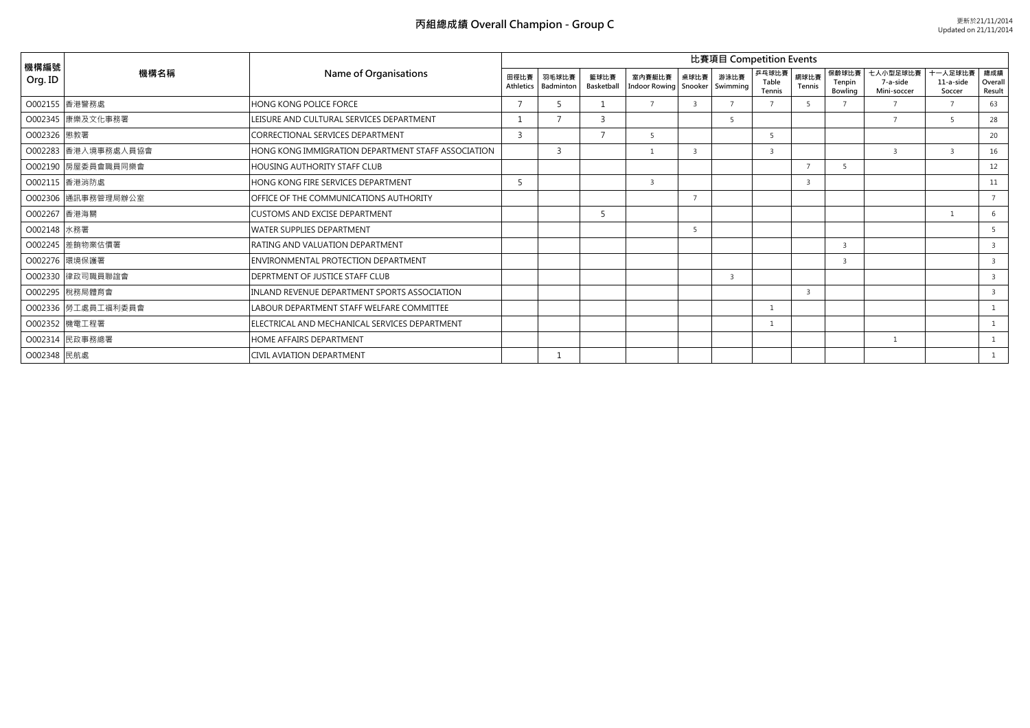# 丙組總成績 Overall Champion - Group C

更新於21/11/2014
Updated on 21/11/2014

| 機構編號 Org. ID | 機構名稱 | Name of Organisations | 比賽項目 Competition Events | | | | | | | | | | | |
|---|---|---|---|---|---|---|---|---|---|---|---|---|---|---|
| | | | 田徑比賽 Athletics | 羽毛球比賽 Badminton | 籃球比賽 Basketball | 室內賽艇比賽 Indoor Rowing | 桌球比賽 Snooker | 游泳比賽 Swimming | 乒乓球比賽 Table Tennis | 網球比賽 Tennis | 保齡球比賽 Tenpin Bowling | 七人小型足球比賽 7-a-side Mini-soccer | 十一人足球比賽 11-a-side Soccer | 總成績 Overall Result |
| O002155 | 香港警務處 | HONG KONG POLICE FORCE | 7 | 5 | 1 | 7 | 3 | 7 | 7 | 5 | 7 | 7 | 7 | 63 |
| O002345 | 康樂及文化事務署 | LEISURE AND CULTURAL SERVICES DEPARTMENT | 1 | 7 | 3 | | | 5 | | | | 7 | 5 | 28 |
| O002326 | 懲教署 | CORRECTIONAL SERVICES DEPARTMENT | 3 | | 7 | 5 | | | 5 | | | | | 20 |
| O002283 | 香港入境事務處人員協會 | HONG KONG IMMIGRATION DEPARTMENT STAFF ASSOCIATION | | 3 | | 1 | 3 | | 3 | | | 3 | 3 | 16 |
| O002190 | 房屋委員會職員同樂會 | HOUSING AUTHORITY STAFF CLUB | | | | | | | | 7 | 5 | | | 12 |
| O002115 | 香港消防處 | HONG KONG FIRE SERVICES DEPARTMENT | 5 | | | 3 | | | | 3 | | | | 11 |
| O002306 | 通訊事務管理局辦公室 | OFFICE OF THE COMMUNICATIONS AUTHORITY | | | | | 7 | | | | | | | 7 |
| O002267 | 香港海關 | CUSTOMS AND EXCISE DEPARTMENT | | | 5 | | | | | | | | 1 | 6 |
| O002148 | 水務署 | WATER SUPPLIES DEPARTMENT | | | | | 5 | | | | | | | 5 |
| O002245 | 差餉物業估價署 | RATING AND VALUATION DEPARTMENT | | | | | | | | | 3 | | | 3 |
| O002276 | 環境保護署 | ENVIRONMENTAL PROTECTION DEPARTMENT | | | | | | | | | 3 | | | 3 |
| O002330 | 律政司職員聯誼會 | DEPRTMENT OF JUSTICE STAFF CLUB | | | | | | 3 | | | | | | 3 |
| O002295 | 稅務局體育會 | INLAND REVENUE DEPARTMENT SPORTS ASSOCIATION | | | | | | | | 3 | | | | 3 |
| O002336 | 勞工處員工福利委員會 | LABOUR DEPARTMENT STAFF WELFARE COMMITTEE | | | | | | | 1 | | | | | 1 |
| O002352 | 機電工程署 | ELECTRICAL AND MECHANICAL SERVICES DEPARTMENT | | | | | | | 1 | | | | | 1 |
| O002314 | 民政事務總署 | HOME AFFAIRS DEPARTMENT | | | | | | | | | | 1 | | 1 |
| O002348 | 民航處 | CIVIL AVIATION DEPARTMENT | | 1 | | | | | | | | | | 1 |